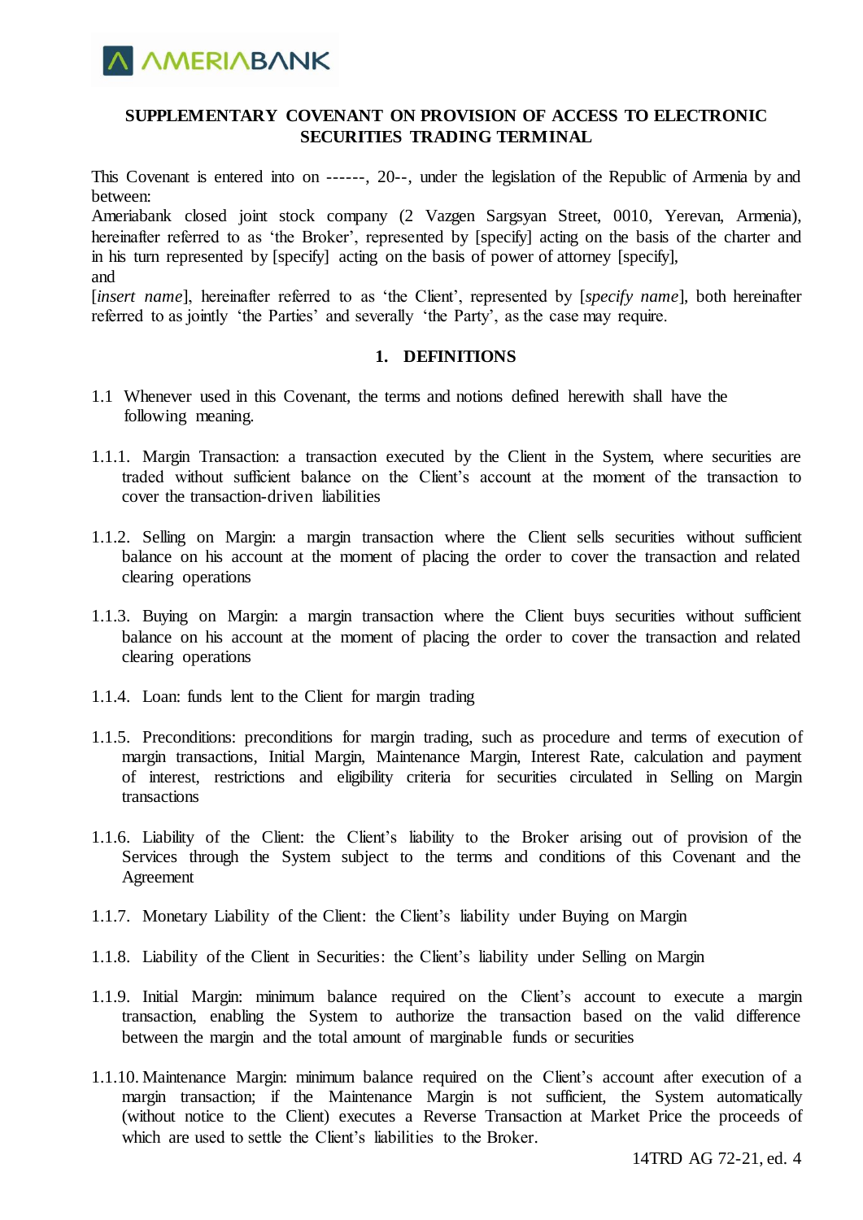**SUPPLEMENTARY COVENANT ON PROVISION OF ACCESS TO ELECTRONIC SECURITIES TRADING TERMINAL**

This Covenant is entered into on ------, 20--, under the legislation of the Republic of Armenia by and between:
Ameriabank closed joint stock company (2 Vazgen Sargsyan Street, 0010, Yerevan, Armenia), hereinafter referred to as 'the Broker', represented by [specify] acting on the basis of the charter and in his turn represented by [specify] acting on the basis of power of attorney [specify],
and
[*insert name*], hereinafter referred to as 'the Client', represented by [*specify name*], both hereinafter referred to as jointly 'the Parties' and severally 'the Party', as the case may require.

## 1. DEFINITIONS

1.1 Whenever used in this Covenant, the terms and notions defined herewith shall have the following meaning.

1.1.1. Margin Transaction: a transaction executed by the Client in the System, where securities are traded without sufficient balance on the Client's account at the moment of the transaction to cover the transaction-driven liabilities

1.1.2. Selling on Margin: a margin transaction where the Client sells securities without sufficient balance on his account at the moment of placing the order to cover the transaction and related clearing operations

1.1.3. Buying on Margin: a margin transaction where the Client buys securities without sufficient balance on his account at the moment of placing the order to cover the transaction and related clearing operations

1.1.4. Loan: funds lent to the Client for margin trading

1.1.5. Preconditions: preconditions for margin trading, such as procedure and terms of execution of margin transactions, Initial Margin, Maintenance Margin, Interest Rate, calculation and payment of interest, restrictions and eligibility criteria for securities circulated in Selling on Margin transactions

1.1.6. Liability of the Client: the Client's liability to the Broker arising out of provision of the Services through the System subject to the terms and conditions of this Covenant and the Agreement

1.1.7. Monetary Liability of the Client: the Client's liability under Buying on Margin

1.1.8. Liability of the Client in Securities: the Client's liability under Selling on Margin

1.1.9. Initial Margin: minimum balance required on the Client's account to execute a margin transaction, enabling the System to authorize the transaction based on the valid difference between the margin and the total amount of marginable funds or securities

1.1.10. Maintenance Margin: minimum balance required on the Client's account after execution of a margin transaction; if the Maintenance Margin is not sufficient, the System automatically (without notice to the Client) executes a Reverse Transaction at Market Price the proceeds of which are used to settle the Client's liabilities to the Broker.

14TRD AG 72-21, ed. 4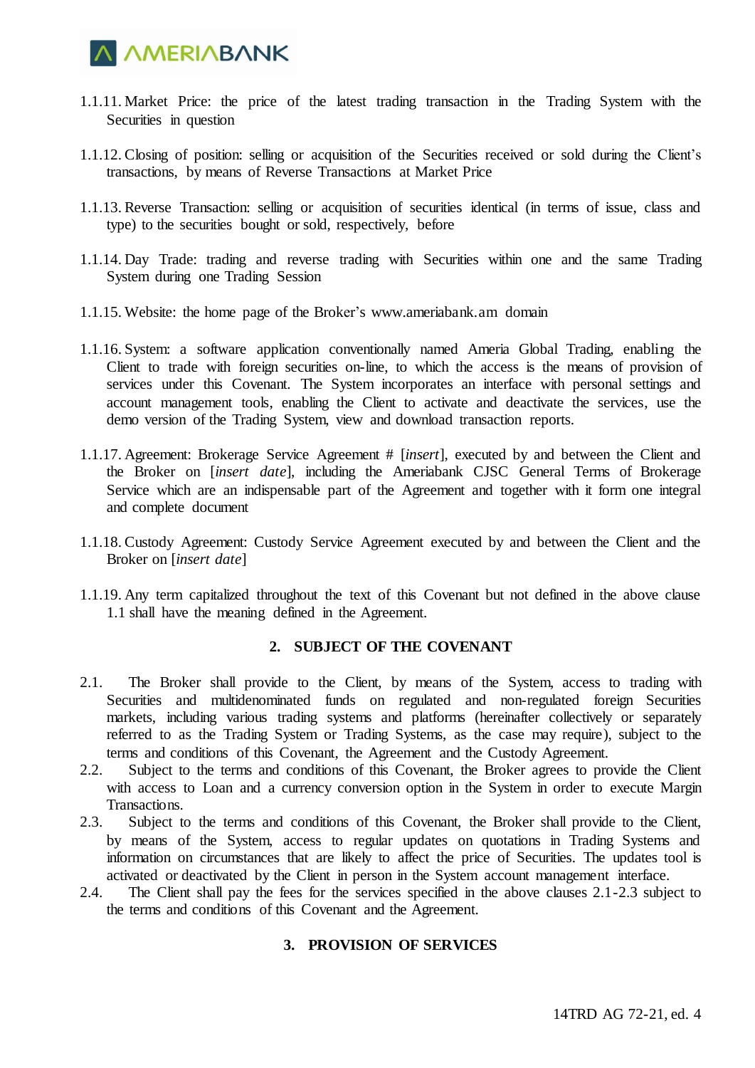1.1.11. Market Price: the price of the latest trading transaction in the Trading System with the Securities in question

1.1.12. Closing of position: selling or acquisition of the Securities received or sold during the Client's transactions, by means of Reverse Transactions at Market Price

1.1.13. Reverse Transaction: selling or acquisition of securities identical (in terms of issue, class and type) to the securities bought or sold, respectively, before

1.1.14. Day Trade: trading and reverse trading with Securities within one and the same Trading System during one Trading Session

1.1.15. Website: the home page of the Broker's www.ameriabank.am domain

1.1.16. System: a software application conventionally named Ameria Global Trading, enabling the Client to trade with foreign securities on-line, to which the access is the means of provision of services under this Covenant. The System incorporates an interface with personal settings and account management tools, enabling the Client to activate and deactivate the services, use the demo version of the Trading System, view and download transaction reports.

1.1.17. Agreement: Brokerage Service Agreement # [*insert*], executed by and between the Client and the Broker on [*insert date*], including the Ameriabank CJSC General Terms of Brokerage Service which are an indispensable part of the Agreement and together with it form one integral and complete document

1.1.18. Custody Agreement: Custody Service Agreement executed by and between the Client and the Broker on [*insert date*]

1.1.19. Any term capitalized throughout the text of this Covenant but not defined in the above clause 1.1 shall have the meaning defined in the Agreement.

## 2. SUBJECT OF THE COVENANT

2.1. The Broker shall provide to the Client, by means of the System, access to trading with Securities and multidenominated funds on regulated and non-regulated foreign Securities markets, including various trading systems and platforms (hereinafter collectively or separately referred to as the Trading System or Trading Systems, as the case may require), subject to the terms and conditions of this Covenant, the Agreement and the Custody Agreement.

2.2. Subject to the terms and conditions of this Covenant, the Broker agrees to provide the Client with access to Loan and a currency conversion option in the System in order to execute Margin Transactions.

2.3. Subject to the terms and conditions of this Covenant, the Broker shall provide to the Client, by means of the System, access to regular updates on quotations in Trading Systems and information on circumstances that are likely to affect the price of Securities. The updates tool is activated or deactivated by the Client in person in the System account management interface.

2.4. The Client shall pay the fees for the services specified in the above clauses 2.1-2.3 subject to the terms and conditions of this Covenant and the Agreement.

## 3. PROVISION OF SERVICES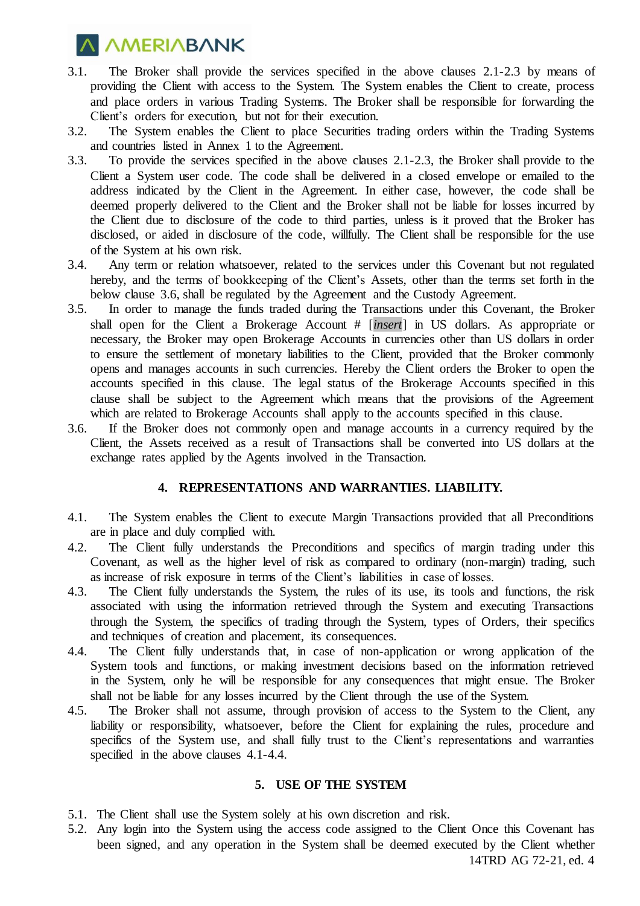3.1. The Broker shall provide the services specified in the above clauses 2.1-2.3 by means of providing the Client with access to the System. The System enables the Client to create, process and place orders in various Trading Systems. The Broker shall be responsible for forwarding the Client's orders for execution, but not for their execution.

3.2. The System enables the Client to place Securities trading orders within the Trading Systems and countries listed in Annex 1 to the Agreement.

3.3. To provide the services specified in the above clauses 2.1-2.3, the Broker shall provide to the Client a System user code. The code shall be delivered in a closed envelope or emailed to the address indicated by the Client in the Agreement. In either case, however, the code shall be deemed properly delivered to the Client and the Broker shall not be liable for losses incurred by the Client due to disclosure of the code to third parties, unless is it proved that the Broker has disclosed, or aided in disclosure of the code, willfully. The Client shall be responsible for the use of the System at his own risk.

3.4. Any term or relation whatsoever, related to the services under this Covenant but not regulated hereby, and the terms of bookkeeping of the Client's Assets, other than the terms set forth in the below clause 3.6, shall be regulated by the Agreement and the Custody Agreement.

3.5. In order to manage the funds traded during the Transactions under this Covenant, the Broker shall open for the Client a Brokerage Account # [*insert*] in US dollars. As appropriate or necessary, the Broker may open Brokerage Accounts in currencies other than US dollars in order to ensure the settlement of monetary liabilities to the Client, provided that the Broker commonly opens and manages accounts in such currencies. Hereby the Client orders the Broker to open the accounts specified in this clause. The legal status of the Brokerage Accounts specified in this clause shall be subject to the Agreement which means that the provisions of the Agreement which are related to Brokerage Accounts shall apply to the accounts specified in this clause.

3.6. If the Broker does not commonly open and manage accounts in a currency required by the Client, the Assets received as a result of Transactions shall be converted into US dollars at the exchange rates applied by the Agents involved in the Transaction.

## 4. REPRESENTATIONS AND WARRANTIES. LIABILITY.

4.1. The System enables the Client to execute Margin Transactions provided that all Preconditions are in place and duly complied with.

4.2. The Client fully understands the Preconditions and specifics of margin trading under this Covenant, as well as the higher level of risk as compared to ordinary (non-margin) trading, such as increase of risk exposure in terms of the Client's liabilities in case of losses.

4.3. The Client fully understands the System, the rules of its use, its tools and functions, the risk associated with using the information retrieved through the System and executing Transactions through the System, the specifics of trading through the System, types of Orders, their specifics and techniques of creation and placement, its consequences.

4.4. The Client fully understands that, in case of non-application or wrong application of the System tools and functions, or making investment decisions based on the information retrieved in the System, only he will be responsible for any consequences that might ensue. The Broker shall not be liable for any losses incurred by the Client through the use of the System.

4.5. The Broker shall not assume, through provision of access to the System to the Client, any liability or responsibility, whatsoever, before the Client for explaining the rules, procedure and specifics of the System use, and shall fully trust to the Client's representations and warranties specified in the above clauses 4.1-4.4.

## 5. USE OF THE SYSTEM

5.1. The Client shall use the System solely at his own discretion and risk.

5.2. Any login into the System using the access code assigned to the Client Once this Covenant has been signed, and any operation in the System shall be deemed executed by the Client whether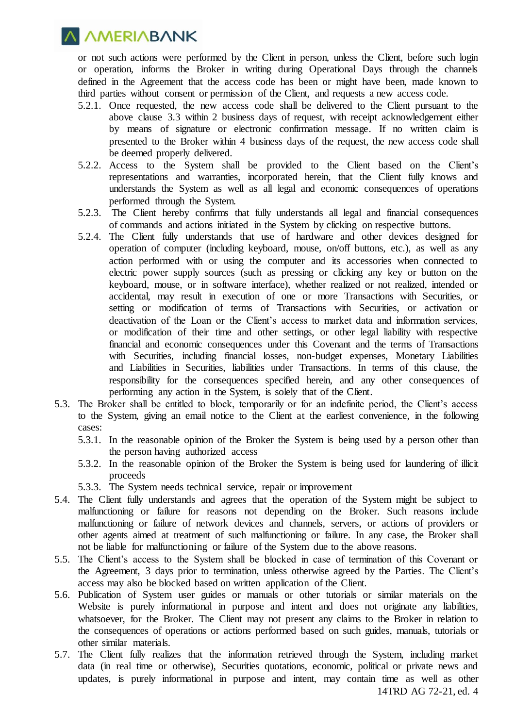or not such actions were performed by the Client in person, unless the Client, before such login or operation, informs the Broker in writing during Operational Days through the channels defined in the Agreement that the access code has been or might have been, made known to third parties without consent or permission of the Client, and requests a new access code.

5.2.1. Once requested, the new access code shall be delivered to the Client pursuant to the above clause 3.3 within 2 business days of request, with receipt acknowledgement either by means of signature or electronic confirmation message. If no written claim is presented to the Broker within 4 business days of the request, the new access code shall be deemed properly delivered.

5.2.2. Access to the System shall be provided to the Client based on the Client's representations and warranties, incorporated herein, that the Client fully knows and understands the System as well as all legal and economic consequences of operations performed through the System.

5.2.3. The Client hereby confirms that fully understands all legal and financial consequences of commands and actions initiated in the System by clicking on respective buttons.

5.2.4. The Client fully understands that use of hardware and other devices designed for operation of computer (including keyboard, mouse, on/off buttons, etc.), as well as any action performed with or using the computer and its accessories when connected to electric power supply sources (such as pressing or clicking any key or button on the keyboard, mouse, or in software interface), whether realized or not realized, intended or accidental, may result in execution of one or more Transactions with Securities, or setting or modification of terms of Transactions with Securities, or activation or deactivation of the Loan or the Client's access to market data and information services, or modification of their time and other settings, or other legal liability with respective financial and economic consequences under this Covenant and the terms of Transactions with Securities, including financial losses, non-budget expenses, Monetary Liabilities and Liabilities in Securities, liabilities under Transactions. In terms of this clause, the responsibility for the consequences specified herein, and any other consequences of performing any action in the System, is solely that of the Client.

5.3. The Broker shall be entitled to block, temporarily or for an indefinite period, the Client's access to the System, giving an email notice to the Client at the earliest convenience, in the following cases:

5.3.1. In the reasonable opinion of the Broker the System is being used by a person other than the person having authorized access

5.3.2. In the reasonable opinion of the Broker the System is being used for laundering of illicit proceeds

5.3.3. The System needs technical service, repair or improvement

5.4. The Client fully understands and agrees that the operation of the System might be subject to malfunctioning or failure for reasons not depending on the Broker. Such reasons include malfunctioning or failure of network devices and channels, servers, or actions of providers or other agents aimed at treatment of such malfunctioning or failure. In any case, the Broker shall not be liable for malfunctioning or failure of the System due to the above reasons.

5.5. The Client's access to the System shall be blocked in case of termination of this Covenant or the Agreement, 3 days prior to termination, unless otherwise agreed by the Parties. The Client's access may also be blocked based on written application of the Client.

5.6. Publication of System user guides or manuals or other tutorials or similar materials on the Website is purely informational in purpose and intent and does not originate any liabilities, whatsoever, for the Broker. The Client may not present any claims to the Broker in relation to the consequences of operations or actions performed based on such guides, manuals, tutorials or other similar materials.

5.7. The Client fully realizes that the information retrieved through the System, including market data (in real time or otherwise), Securities quotations, economic, political or private news and updates, is purely informational in purpose and intent, may contain time as well as other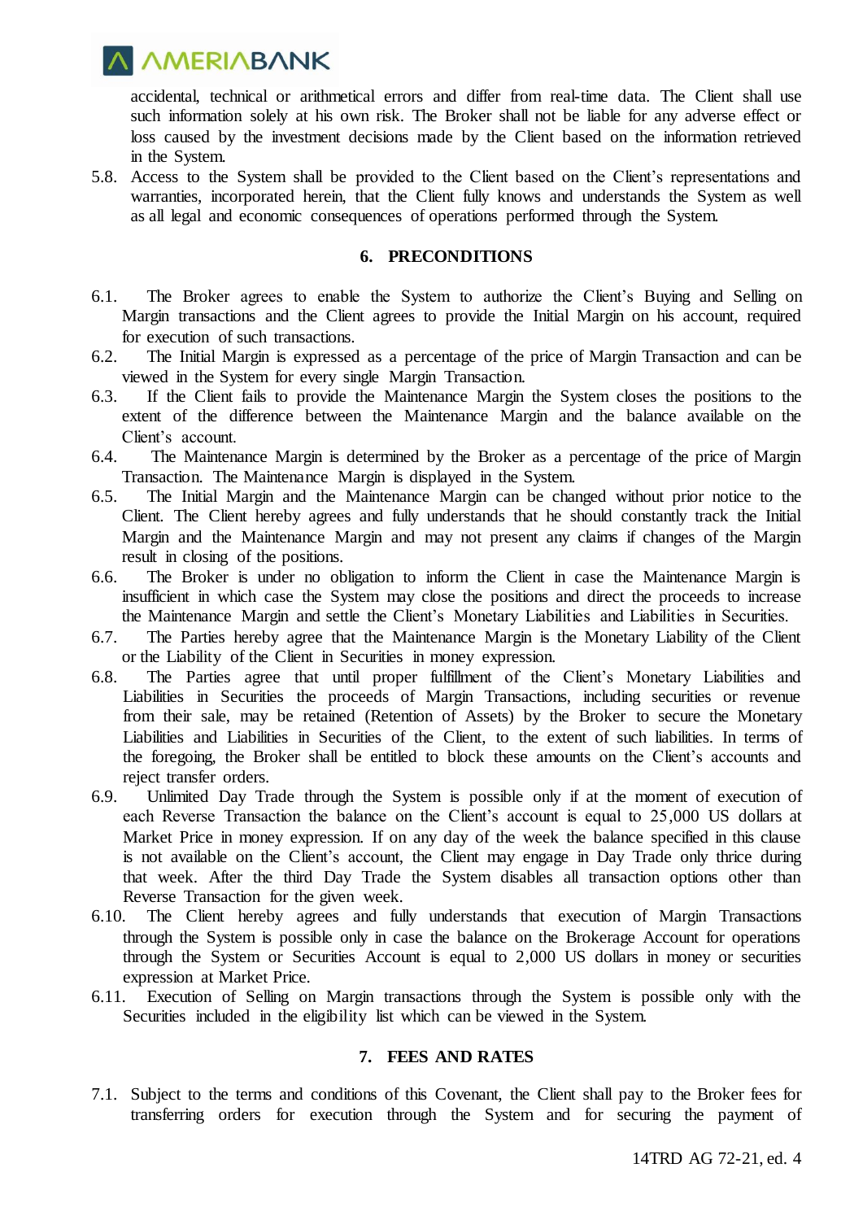accidental, technical or arithmetical errors and differ from real-time data. The Client shall use such information solely at his own risk. The Broker shall not be liable for any adverse effect or loss caused by the investment decisions made by the Client based on the information retrieved in the System.

5.8. Access to the System shall be provided to the Client based on the Client's representations and warranties, incorporated herein, that the Client fully knows and understands the System as well as all legal and economic consequences of operations performed through the System.

## 6. PRECONDITIONS

6.1. The Broker agrees to enable the System to authorize the Client's Buying and Selling on Margin transactions and the Client agrees to provide the Initial Margin on his account, required for execution of such transactions.

6.2. The Initial Margin is expressed as a percentage of the price of Margin Transaction and can be viewed in the System for every single Margin Transaction.

6.3. If the Client fails to provide the Maintenance Margin the System closes the positions to the extent of the difference between the Maintenance Margin and the balance available on the Client's account.

6.4. The Maintenance Margin is determined by the Broker as a percentage of the price of Margin Transaction. The Maintenance Margin is displayed in the System.

6.5. The Initial Margin and the Maintenance Margin can be changed without prior notice to the Client. The Client hereby agrees and fully understands that he should constantly track the Initial Margin and the Maintenance Margin and may not present any claims if changes of the Margin result in closing of the positions.

6.6. The Broker is under no obligation to inform the Client in case the Maintenance Margin is insufficient in which case the System may close the positions and direct the proceeds to increase the Maintenance Margin and settle the Client's Monetary Liabilities and Liabilities in Securities.

6.7. The Parties hereby agree that the Maintenance Margin is the Monetary Liability of the Client or the Liability of the Client in Securities in money expression.

6.8. The Parties agree that until proper fulfillment of the Client's Monetary Liabilities and Liabilities in Securities the proceeds of Margin Transactions, including securities or revenue from their sale, may be retained (Retention of Assets) by the Broker to secure the Monetary Liabilities and Liabilities in Securities of the Client, to the extent of such liabilities. In terms of the foregoing, the Broker shall be entitled to block these amounts on the Client's accounts and reject transfer orders.

6.9. Unlimited Day Trade through the System is possible only if at the moment of execution of each Reverse Transaction the balance on the Client's account is equal to 25,000 US dollars at Market Price in money expression. If on any day of the week the balance specified in this clause is not available on the Client's account, the Client may engage in Day Trade only thrice during that week. After the third Day Trade the System disables all transaction options other than Reverse Transaction for the given week.

6.10. The Client hereby agrees and fully understands that execution of Margin Transactions through the System is possible only in case the balance on the Brokerage Account for operations through the System or Securities Account is equal to 2,000 US dollars in money or securities expression at Market Price.

6.11. Execution of Selling on Margin transactions through the System is possible only with the Securities included in the eligibility list which can be viewed in the System.

## 7. FEES AND RATES

7.1. Subject to the terms and conditions of this Covenant, the Client shall pay to the Broker fees for transferring orders for execution through the System and for securing the payment of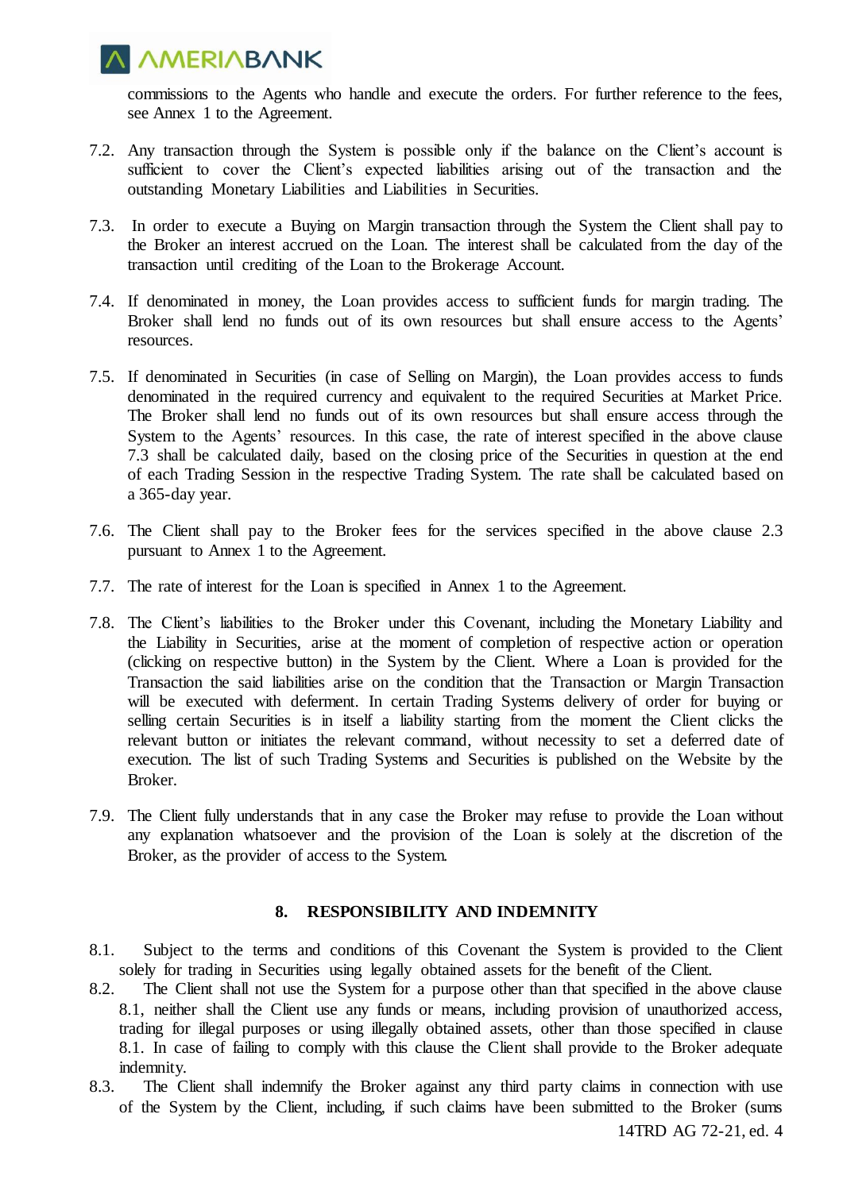commissions to the Agents who handle and execute the orders. For further reference to the fees, see Annex 1 to the Agreement.

7.2. Any transaction through the System is possible only if the balance on the Client's account is sufficient to cover the Client's expected liabilities arising out of the transaction and the outstanding Monetary Liabilities and Liabilities in Securities.

7.3. In order to execute a Buying on Margin transaction through the System the Client shall pay to the Broker an interest accrued on the Loan. The interest shall be calculated from the day of the transaction until crediting of the Loan to the Brokerage Account.

7.4. If denominated in money, the Loan provides access to sufficient funds for margin trading. The Broker shall lend no funds out of its own resources but shall ensure access to the Agents' resources.

7.5. If denominated in Securities (in case of Selling on Margin), the Loan provides access to funds denominated in the required currency and equivalent to the required Securities at Market Price. The Broker shall lend no funds out of its own resources but shall ensure access through the System to the Agents' resources. In this case, the rate of interest specified in the above clause 7.3 shall be calculated daily, based on the closing price of the Securities in question at the end of each Trading Session in the respective Trading System. The rate shall be calculated based on a 365-day year.

7.6. The Client shall pay to the Broker fees for the services specified in the above clause 2.3 pursuant to Annex 1 to the Agreement.

7.7. The rate of interest for the Loan is specified in Annex 1 to the Agreement.

7.8. The Client's liabilities to the Broker under this Covenant, including the Monetary Liability and the Liability in Securities, arise at the moment of completion of respective action or operation (clicking on respective button) in the System by the Client. Where a Loan is provided for the Transaction the said liabilities arise on the condition that the Transaction or Margin Transaction will be executed with deferment. In certain Trading Systems delivery of order for buying or selling certain Securities is in itself a liability starting from the moment the Client clicks the relevant button or initiates the relevant command, without necessity to set a deferred date of execution. The list of such Trading Systems and Securities is published on the Website by the Broker.

7.9. The Client fully understands that in any case the Broker may refuse to provide the Loan without any explanation whatsoever and the provision of the Loan is solely at the discretion of the Broker, as the provider of access to the System.

## 8. RESPONSIBILITY AND INDEMNITY

8.1. Subject to the terms and conditions of this Covenant the System is provided to the Client solely for trading in Securities using legally obtained assets for the benefit of the Client.

8.2. The Client shall not use the System for a purpose other than that specified in the above clause 8.1, neither shall the Client use any funds or means, including provision of unauthorized access, trading for illegal purposes or using illegally obtained assets, other than those specified in clause 8.1. In case of failing to comply with this clause the Client shall provide to the Broker adequate indemnity.

8.3. The Client shall indemnify the Broker against any third party claims in connection with use of the System by the Client, including, if such claims have been submitted to the Broker (sums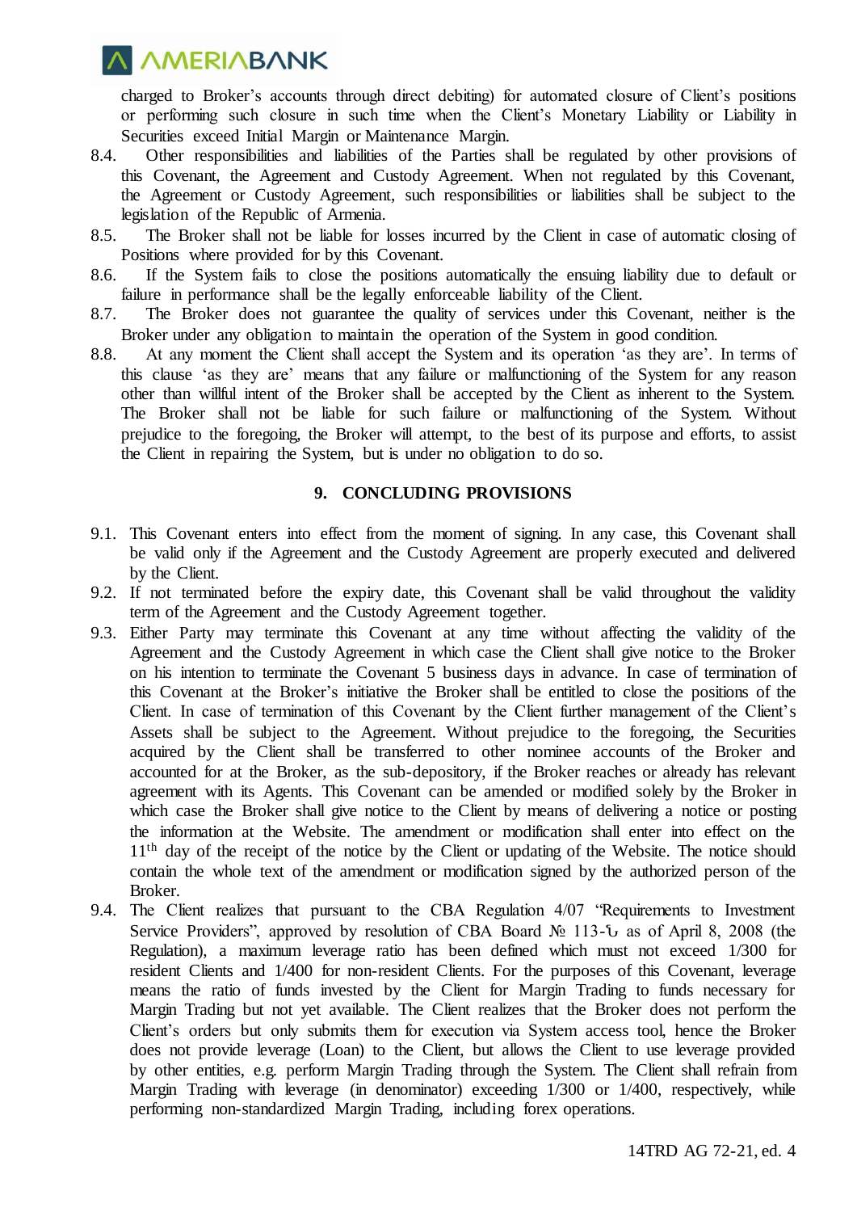charged to Broker's accounts through direct debiting) for automated closure of Client's positions or performing such closure in such time when the Client's Monetary Liability or Liability in Securities exceed Initial Margin or Maintenance Margin.

8.4. Other responsibilities and liabilities of the Parties shall be regulated by other provisions of this Covenant, the Agreement and Custody Agreement. When not regulated by this Covenant, the Agreement or Custody Agreement, such responsibilities or liabilities shall be subject to the legislation of the Republic of Armenia.

8.5. The Broker shall not be liable for losses incurred by the Client in case of automatic closing of Positions where provided for by this Covenant.

8.6. If the System fails to close the positions automatically the ensuing liability due to default or failure in performance shall be the legally enforceable liability of the Client.

8.7. The Broker does not guarantee the quality of services under this Covenant, neither is the Broker under any obligation to maintain the operation of the System in good condition.

8.8. At any moment the Client shall accept the System and its operation 'as they are'. In terms of this clause 'as they are' means that any failure or malfunctioning of the System for any reason other than willful intent of the Broker shall be accepted by the Client as inherent to the System. The Broker shall not be liable for such failure or malfunctioning of the System. Without prejudice to the foregoing, the Broker will attempt, to the best of its purpose and efforts, to assist the Client in repairing the System, but is under no obligation to do so.

## 9. CONCLUDING PROVISIONS

9.1. This Covenant enters into effect from the moment of signing. In any case, this Covenant shall be valid only if the Agreement and the Custody Agreement are properly executed and delivered by the Client.

9.2. If not terminated before the expiry date, this Covenant shall be valid throughout the validity term of the Agreement and the Custody Agreement together.

9.3. Either Party may terminate this Covenant at any time without affecting the validity of the Agreement and the Custody Agreement in which case the Client shall give notice to the Broker on his intention to terminate the Covenant 5 business days in advance. In case of termination of this Covenant at the Broker's initiative the Broker shall be entitled to close the positions of the Client. In case of termination of this Covenant by the Client further management of the Client's Assets shall be subject to the Agreement. Without prejudice to the foregoing, the Securities acquired by the Client shall be transferred to other nominee accounts of the Broker and accounted for at the Broker, as the sub-depository, if the Broker reaches or already has relevant agreement with its Agents. This Covenant can be amended or modified solely by the Broker in which case the Broker shall give notice to the Client by means of delivering a notice or posting the information at the Website. The amendment or modification shall enter into effect on the 11th day of the receipt of the notice by the Client or updating of the Website. The notice should contain the whole text of the amendment or modification signed by the authorized person of the Broker.

9.4. The Client realizes that pursuant to the CBA Regulation 4/07 "Requirements to Investment Service Providers", approved by resolution of CBA Board № 113-Ն as of April 8, 2008 (the Regulation), a maximum leverage ratio has been defined which must not exceed 1/300 for resident Clients and 1/400 for non-resident Clients. For the purposes of this Covenant, leverage means the ratio of funds invested by the Client for Margin Trading to funds necessary for Margin Trading but not yet available. The Client realizes that the Broker does not perform the Client's orders but only submits them for execution via System access tool, hence the Broker does not provide leverage (Loan) to the Client, but allows the Client to use leverage provided by other entities, e.g. perform Margin Trading through the System. The Client shall refrain from Margin Trading with leverage (in denominator) exceeding 1/300 or 1/400, respectively, while performing non-standardized Margin Trading, including forex operations.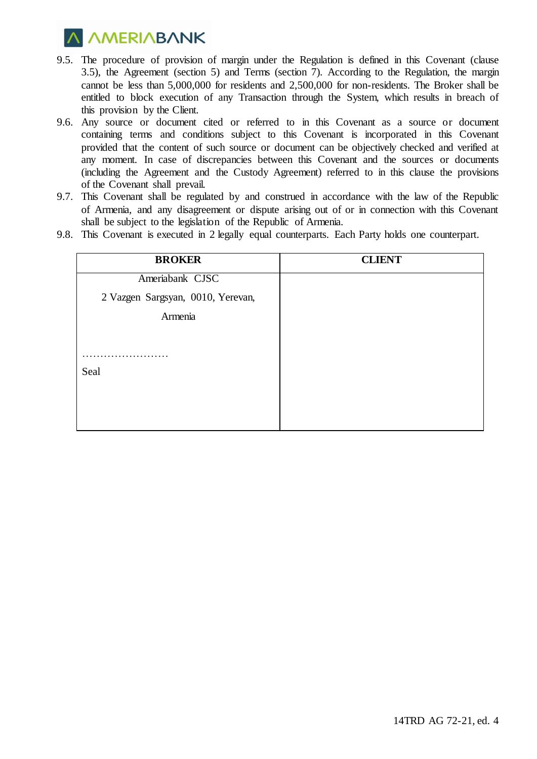9.5. The procedure of provision of margin under the Regulation is defined in this Covenant (clause 3.5), the Agreement (section 5) and Terms (section 7). According to the Regulation, the margin cannot be less than 5,000,000 for residents and 2,500,000 for non-residents. The Broker shall be entitled to block execution of any Transaction through the System, which results in breach of this provision by the Client.

9.6. Any source or document cited or referred to in this Covenant as a source or document containing terms and conditions subject to this Covenant is incorporated in this Covenant provided that the content of such source or document can be objectively checked and verified at any moment. In case of discrepancies between this Covenant and the sources or documents (including the Agreement and the Custody Agreement) referred to in this clause the provisions of the Covenant shall prevail.

9.7. This Covenant shall be regulated by and construed in accordance with the law of the Republic of Armenia, and any disagreement or dispute arising out of or in connection with this Covenant shall be subject to the legislation of the Republic of Armenia.

9.8. This Covenant is executed in 2 legally equal counterparts. Each Party holds one counterpart.

| **BROKER** | **CLIENT** |
| --- | --- |
| Ameriabank CJSC<br>2 Vazgen Sargsyan, 0010, Yerevan, Armenia<br><br>……………………<br>Seal | |

14TRD AG 72-21, ed. 4